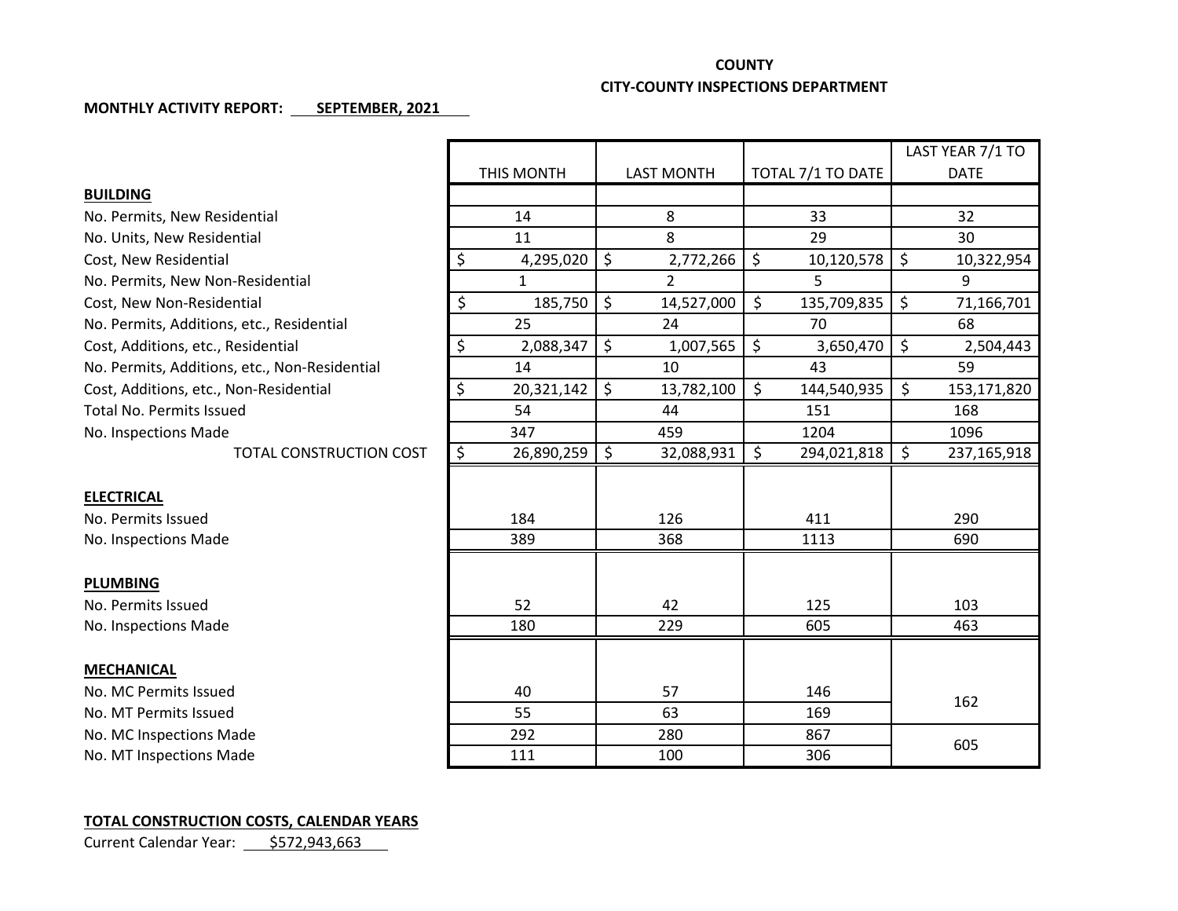**COUNTY**

**CITY-COUNTY INSPECTIONS DEPARTMENT**

**MONTHLY ACTIVITY REPORT:** **SEPTEMBER, 2021**

| | THIS MONTH | LAST MONTH | TOTAL 7/1 TO DATE | LAST YEAR 7/1 TO DATE |
|---|---|---|---|---|
| **BUILDING** | | | | |
| No. Permits, New Residential | 14 | 8 | 33 | 32 |
| No. Units, New Residential | 11 | 8 | 29 | 30 |
| Cost, New Residential | $ 4,295,020 | $ 2,772,266 | $ 10,120,578 | $ 10,322,954 |
| No. Permits, New Non-Residential | 1 | 2 | 5 | 9 |
| Cost, New Non-Residential | $ 185,750 | $ 14,527,000 | $ 135,709,835 | $ 71,166,701 |
| No. Permits, Additions, etc., Residential | 25 | 24 | 70 | 68 |
| Cost, Additions, etc., Residential | $ 2,088,347 | $ 1,007,565 | $ 3,650,470 | $ 2,504,443 |
| No. Permits, Additions, etc., Non-Residential | 14 | 10 | 43 | 59 |
| Cost, Additions, etc., Non-Residential | $ 20,321,142 | $ 13,782,100 | $ 144,540,935 | $ 153,171,820 |
| Total No. Permits Issued | 54 | 44 | 151 | 168 |
| No. Inspections Made | 347 | 459 | 1204 | 1096 |
| TOTAL CONSTRUCTION COST | $ 26,890,259 | $ 32,088,931 | $ 294,021,818 | $ 237,165,918 |
| **ELECTRICAL** | | | | |
| No. Permits Issued | 184 | 126 | 411 | 290 |
| No. Inspections Made | 389 | 368 | 1113 | 690 |
| **PLUMBING** | | | | |
| No. Permits Issued | 52 | 42 | 125 | 103 |
| No. Inspections Made | 180 | 229 | 605 | 463 |
| **MECHANICAL** | | | | |
| No. MC Permits Issued | 40 | 57 | 146 | 162 |
| No. MT Permits Issued | 55 | 63 | 169 | |
| No. MC Inspections Made | 292 | 280 | 867 | 605 |
| No. MT Inspections Made | 111 | 100 | 306 | |

**TOTAL CONSTRUCTION COSTS, CALENDAR YEARS**

Current Calendar Year: $572,943,663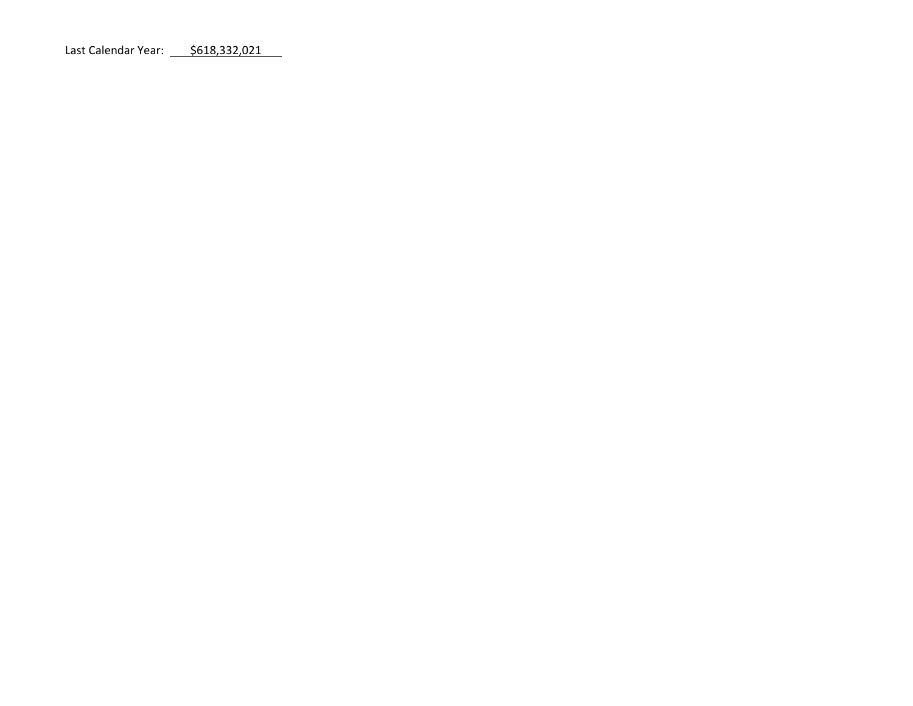Last Calendar Year: $618,332,021